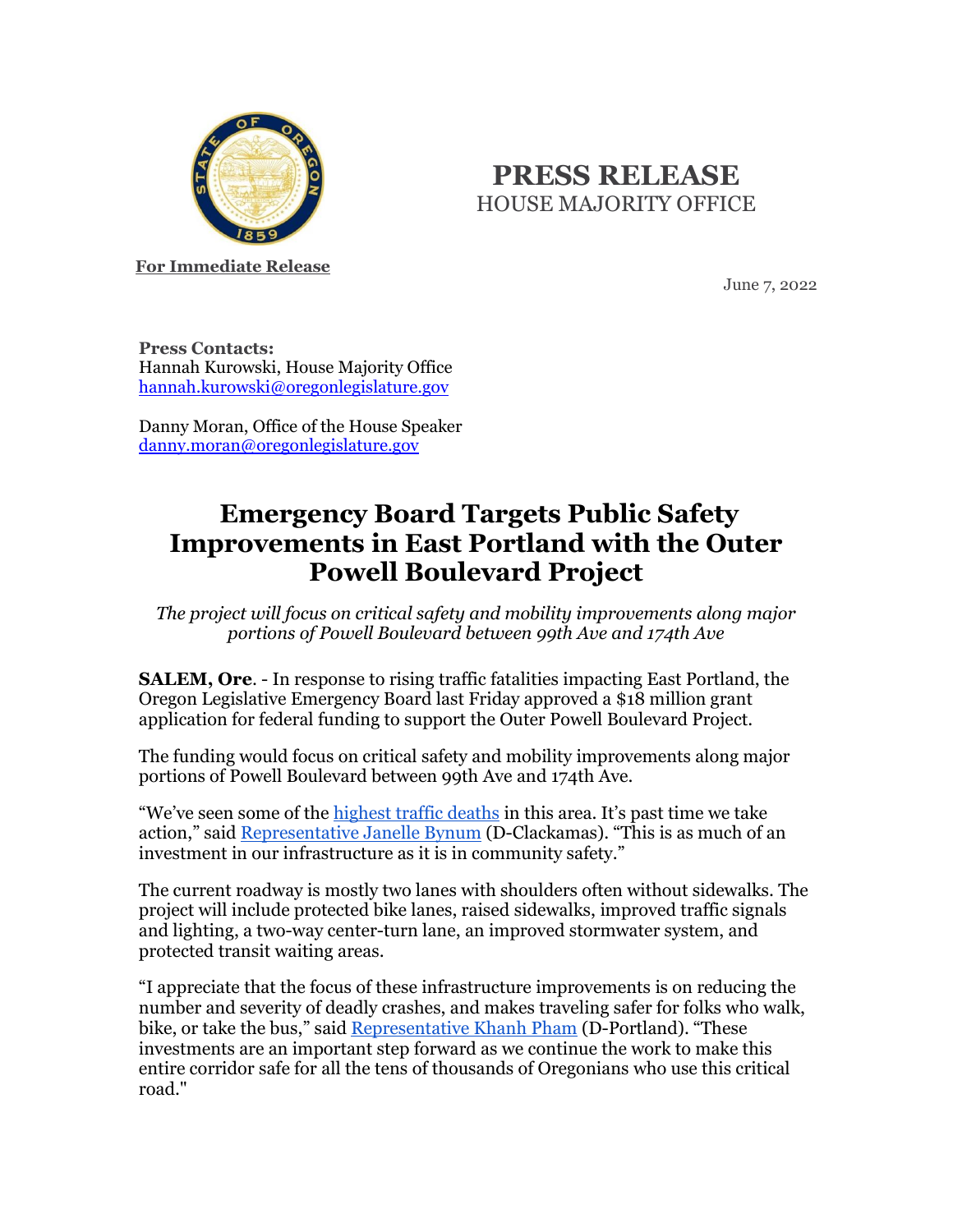# PRESS RELEASE

HOUSE MAJORITY OFFICE

**For Immediate Release**

June 7, 2022

**Press Contacts:**
Hannah Kurowski, House Majority Office
hannah.kurowski@oregonlegislature.gov

Danny Moran, Office of the House Speaker
danny.moran@oregonlegislature.gov

## Emergency Board Targets Public Safety Improvements in East Portland with the Outer Powell Boulevard Project

*The project will focus on critical safety and mobility improvements along major portions of Powell Boulevard between 99th Ave and 174th Ave*

**SALEM, Ore**. - In response to rising traffic fatalities impacting East Portland, the Oregon Legislative Emergency Board last Friday approved a $18 million grant application for federal funding to support the Outer Powell Boulevard Project.

The funding would focus on critical safety and mobility improvements along major portions of Powell Boulevard between 99th Ave and 174th Ave.

"We've seen some of the highest traffic deaths in this area. It's past time we take action," said Representative Janelle Bynum (D-Clackamas). "This is as much of an investment in our infrastructure as it is in community safety."

The current roadway is mostly two lanes with shoulders often without sidewalks. The project will include protected bike lanes, raised sidewalks, improved traffic signals and lighting, a two-way center-turn lane, an improved stormwater system, and protected transit waiting areas.

"I appreciate that the focus of these infrastructure improvements is on reducing the number and severity of deadly crashes, and makes traveling safer for folks who walk, bike, or take the bus," said Representative Khanh Pham (D-Portland). "These investments are an important step forward as we continue the work to make this entire corridor safe for all the tens of thousands of Oregonians who use this critical road."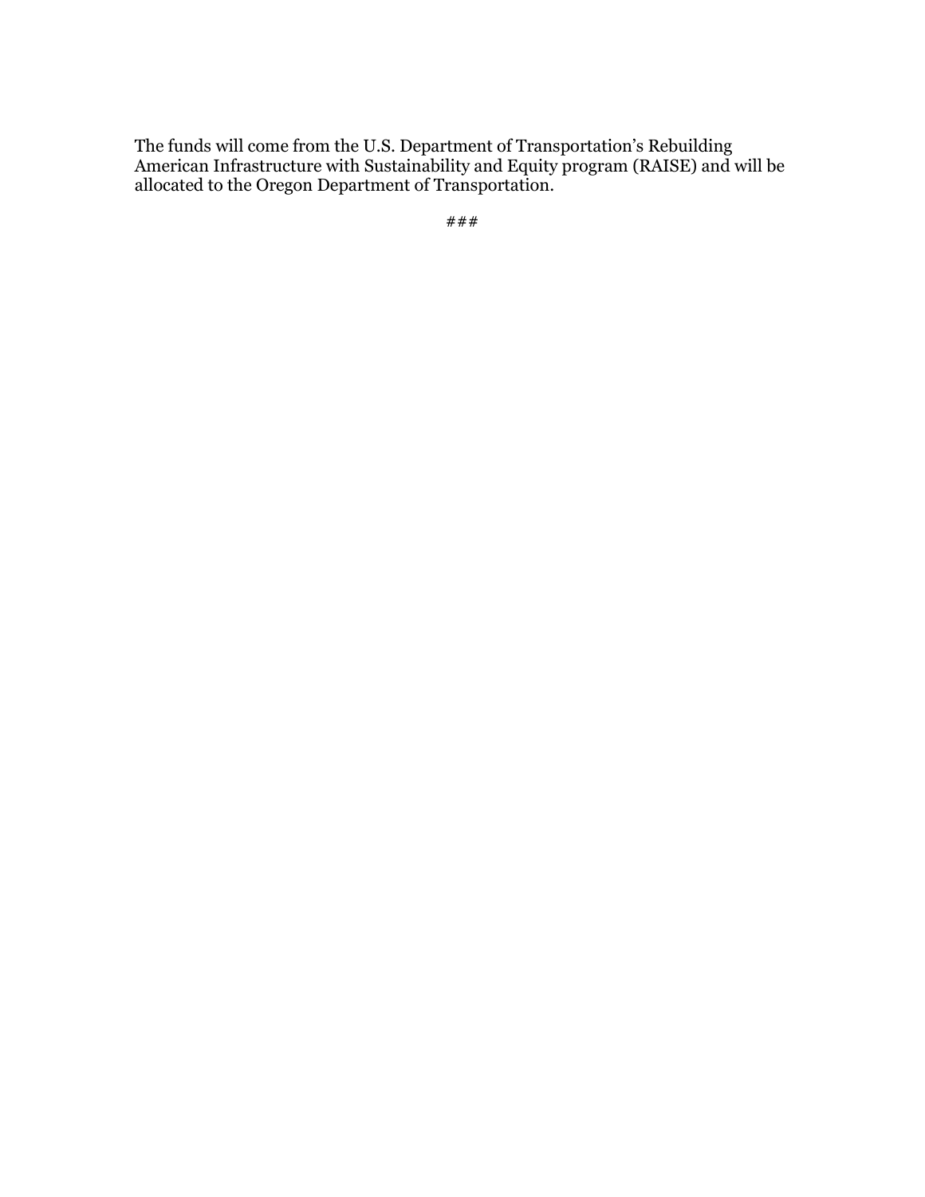The funds will come from the U.S. Department of Transportation's Rebuilding American Infrastructure with Sustainability and Equity program (RAISE) and will be allocated to the Oregon Department of Transportation.

###